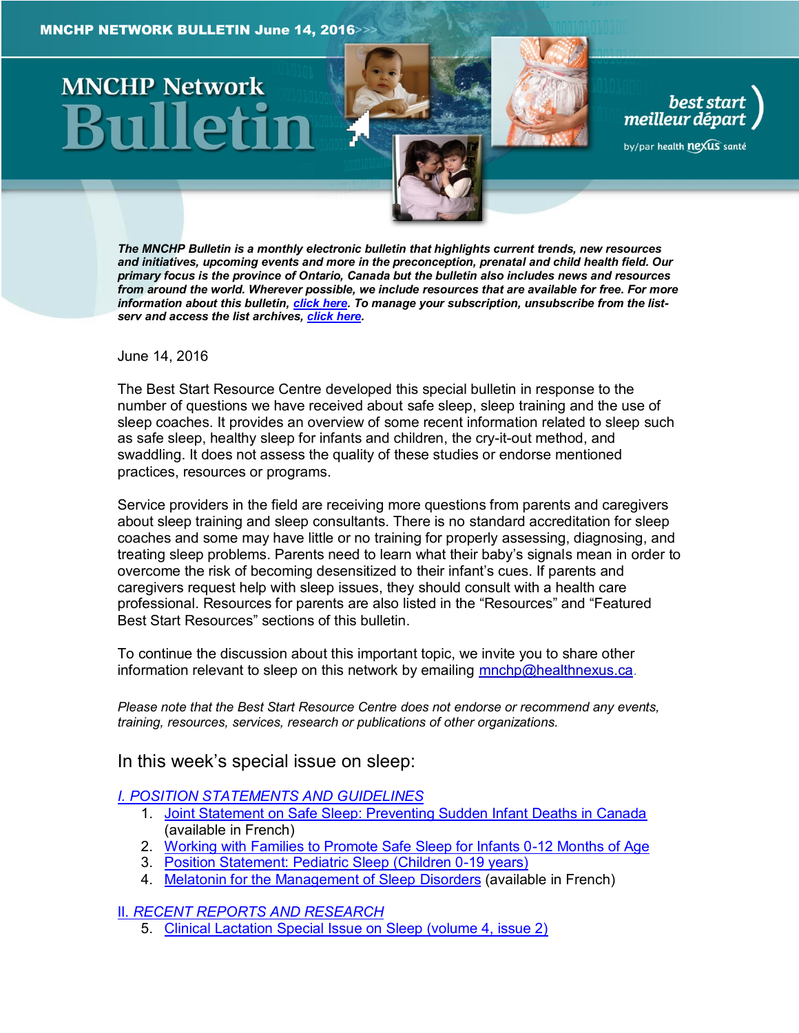# MNCHP NETWORK BULLETIN June 14, 2016

**MNCHP Network Bulletin**

best start meilleur départ by/par health nexus santé

***The MNCHP Bulletin is a monthly electronic bulletin that highlights current trends, new resources and initiatives, upcoming events and more in the preconception, prenatal and child health field. Our primary focus is the province of Ontario, Canada but the bulletin also includes news and resources from around the world. Wherever possible, we include resources that are available for free. For more information about this bulletin, click here. To manage your subscription, unsubscribe from the list-serv and access the list archives, click here.***

June 14, 2016

The Best Start Resource Centre developed this special bulletin in response to the number of questions we have received about safe sleep, sleep training and the use of sleep coaches. It provides an overview of some recent information related to sleep such as safe sleep, healthy sleep for infants and children, the cry-it-out method, and swaddling. It does not assess the quality of these studies or endorse mentioned practices, resources or programs.

Service providers in the field are receiving more questions from parents and caregivers about sleep training and sleep consultants. There is no standard accreditation for sleep coaches and some may have little or no training for properly assessing, diagnosing, and treating sleep problems. Parents need to learn what their baby's signals mean in order to overcome the risk of becoming desensitized to their infant's cues. If parents and caregivers request help with sleep issues, they should consult with a health care professional. Resources for parents are also listed in the "Resources" and "Featured Best Start Resources" sections of this bulletin.

To continue the discussion about this important topic, we invite you to share other information relevant to sleep on this network by emailing mnchp@healthnexus.ca.

*Please note that the Best Start Resource Centre does not endorse or recommend any events, training, resources, services, research or publications of other organizations.*

## In this week's special issue on sleep:

*I. POSITION STATEMENTS AND GUIDELINES*

1. Joint Statement on Safe Sleep: Preventing Sudden Infant Deaths in Canada (available in French)
2. Working with Families to Promote Safe Sleep for Infants 0-12 Months of Age
3. Position Statement: Pediatric Sleep (Children 0-19 years)
4. Melatonin for the Management of Sleep Disorders (available in French)

*II. RECENT REPORTS AND RESEARCH*

5. Clinical Lactation Special Issue on Sleep (volume 4, issue 2)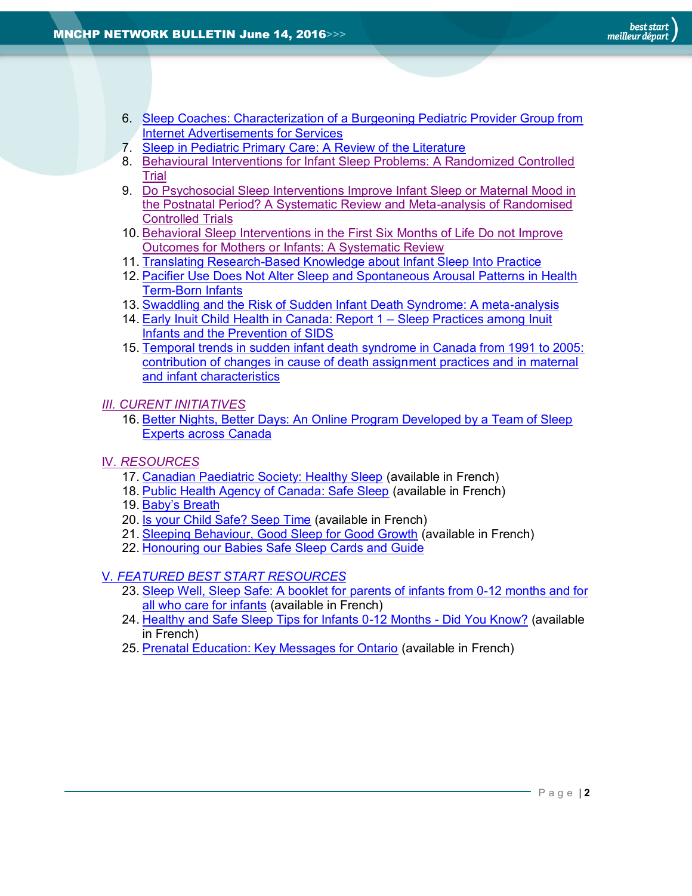6. Sleep Coaches: Characterization of a Burgeoning Pediatric Provider Group from Internet Advertisements for Services
7. Sleep in Pediatric Primary Care: A Review of the Literature
8. Behavioural Interventions for Infant Sleep Problems: A Randomized Controlled Trial
9. Do Psychosocial Sleep Interventions Improve Infant Sleep or Maternal Mood in the Postnatal Period? A Systematic Review and Meta-analysis of Randomised Controlled Trials
10. Behavioral Sleep Interventions in the First Six Months of Life Do not Improve Outcomes for Mothers or Infants: A Systematic Review
11. Translating Research-Based Knowledge about Infant Sleep Into Practice
12. Pacifier Use Does Not Alter Sleep and Spontaneous Arousal Patterns in Health Term-Born Infants
13. Swaddling and the Risk of Sudden Infant Death Syndrome: A meta-analysis
14. Early Inuit Child Health in Canada: Report 1 – Sleep Practices among Inuit Infants and the Prevention of SIDS
15. Temporal trends in sudden infant death syndrome in Canada from 1991 to 2005: contribution of changes in cause of death assignment practices and in maternal and infant characteristics

*III. CURENT INITIATIVES*

16. Better Nights, Better Days: An Online Program Developed by a Team of Sleep Experts across Canada

*IV. RESOURCES*

17. Canadian Paediatric Society: Healthy Sleep (available in French)
18. Public Health Agency of Canada: Safe Sleep (available in French)
19. Baby's Breath
20. Is your Child Safe? Seep Time (available in French)
21. Sleeping Behaviour, Good Sleep for Good Growth (available in French)
22. Honouring our Babies Safe Sleep Cards and Guide

*V. FEATURED BEST START RESOURCES*

23. Sleep Well, Sleep Safe: A booklet for parents of infants from 0-12 months and for all who care for infants (available in French)
24. Healthy and Safe Sleep Tips for Infants 0-12 Months - Did You Know? (available in French)
25. Prenatal Education: Key Messages for Ontario (available in French)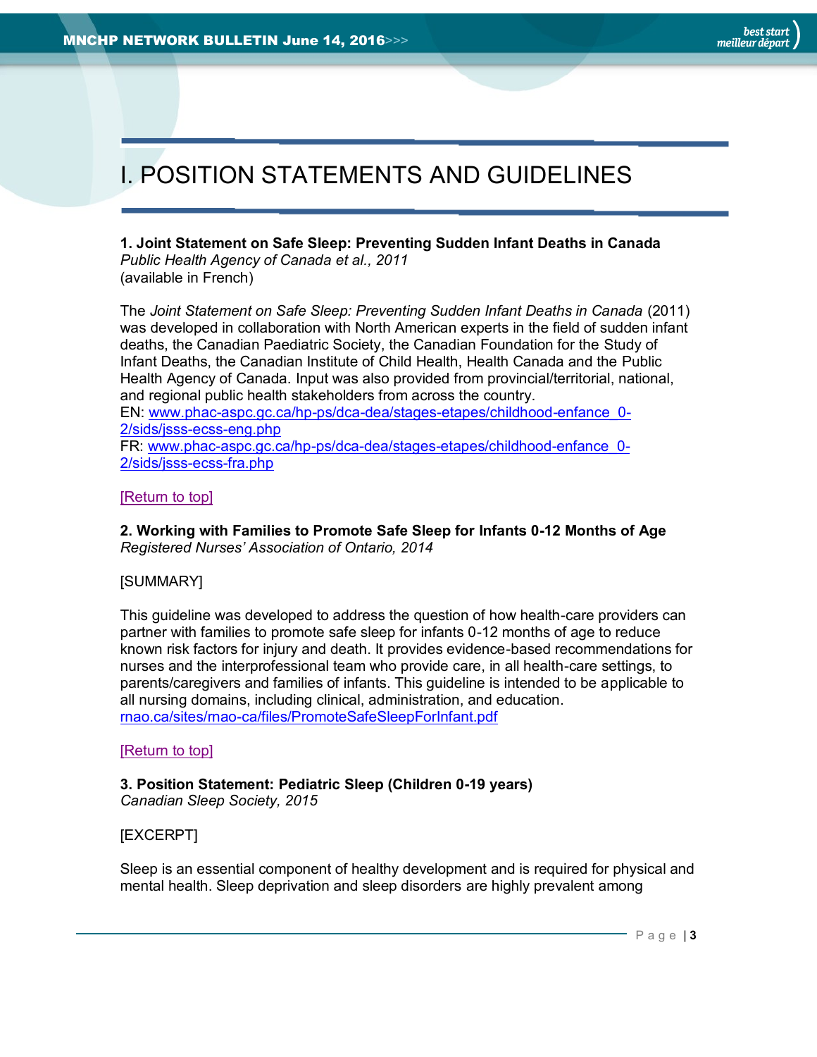# I. POSITION STATEMENTS AND GUIDELINES

**1. Joint Statement on Safe Sleep: Preventing Sudden Infant Deaths in Canada**
*Public Health Agency of Canada et al., 2011*
(available in French)

The *Joint Statement on Safe Sleep: Preventing Sudden Infant Deaths in Canada* (2011) was developed in collaboration with North American experts in the field of sudden infant deaths, the Canadian Paediatric Society, the Canadian Foundation for the Study of Infant Deaths, the Canadian Institute of Child Health, Health Canada and the Public Health Agency of Canada. Input was also provided from provincial/territorial, national, and regional public health stakeholders from across the country.
EN: www.phac-aspc.gc.ca/hp-ps/dca-dea/stages-etapes/childhood-enfance_0-2/sids/jsss-ecss-eng.php
FR: www.phac-aspc.gc.ca/hp-ps/dca-dea/stages-etapes/childhood-enfance_0-2/sids/jsss-ecss-fra.php

[Return to top]

**2. Working with Families to Promote Safe Sleep for Infants 0-12 Months of Age**
*Registered Nurses' Association of Ontario, 2014*

[SUMMARY]

This guideline was developed to address the question of how health-care providers can partner with families to promote safe sleep for infants 0-12 months of age to reduce known risk factors for injury and death. It provides evidence-based recommendations for nurses and the interprofessional team who provide care, in all health-care settings, to parents/caregivers and families of infants. This guideline is intended to be applicable to all nursing domains, including clinical, administration, and education.
rnao.ca/sites/rnao-ca/files/PromoteSafeSleepForInfant.pdf

[Return to top]

**3. Position Statement: Pediatric Sleep (Children 0-19 years)**
*Canadian Sleep Society, 2015*

[EXCERPT]

Sleep is an essential component of healthy development and is required for physical and mental health. Sleep deprivation and sleep disorders are highly prevalent among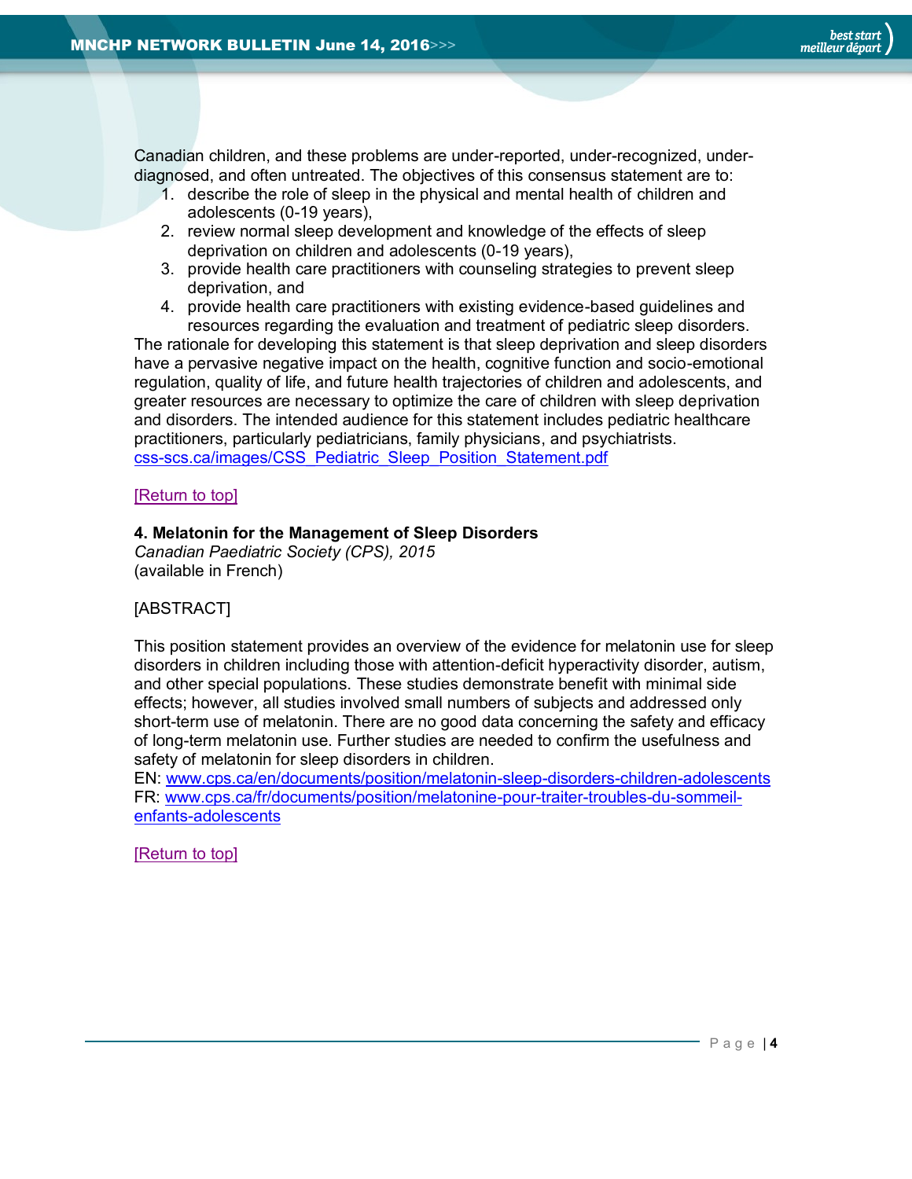Canadian children, and these problems are under-reported, under-recognized, under-diagnosed, and often untreated. The objectives of this consensus statement are to:

1. describe the role of sleep in the physical and mental health of children and adolescents (0-19 years),
2. review normal sleep development and knowledge of the effects of sleep deprivation on children and adolescents (0-19 years),
3. provide health care practitioners with counseling strategies to prevent sleep deprivation, and
4. provide health care practitioners with existing evidence-based guidelines and resources regarding the evaluation and treatment of pediatric sleep disorders.

The rationale for developing this statement is that sleep deprivation and sleep disorders have a pervasive negative impact on the health, cognitive function and socio-emotional regulation, quality of life, and future health trajectories of children and adolescents, and greater resources are necessary to optimize the care of children with sleep deprivation and disorders. The intended audience for this statement includes pediatric healthcare practitioners, particularly pediatricians, family physicians, and psychiatrists.
css-scs.ca/images/CSS_Pediatric_Sleep_Position_Statement.pdf

[Return to top]

**4. Melatonin for the Management of Sleep Disorders**
*Canadian Paediatric Society (CPS), 2015*
(available in French)

[ABSTRACT]

This position statement provides an overview of the evidence for melatonin use for sleep disorders in children including those with attention-deficit hyperactivity disorder, autism, and other special populations. These studies demonstrate benefit with minimal side effects; however, all studies involved small numbers of subjects and addressed only short-term use of melatonin. There are no good data concerning the safety and efficacy of long-term melatonin use. Further studies are needed to confirm the usefulness and safety of melatonin for sleep disorders in children.
EN: www.cps.ca/en/documents/position/melatonin-sleep-disorders-children-adolescents
FR: www.cps.ca/fr/documents/position/melatonine-pour-traiter-troubles-du-sommeil-enfants-adolescents

[Return to top]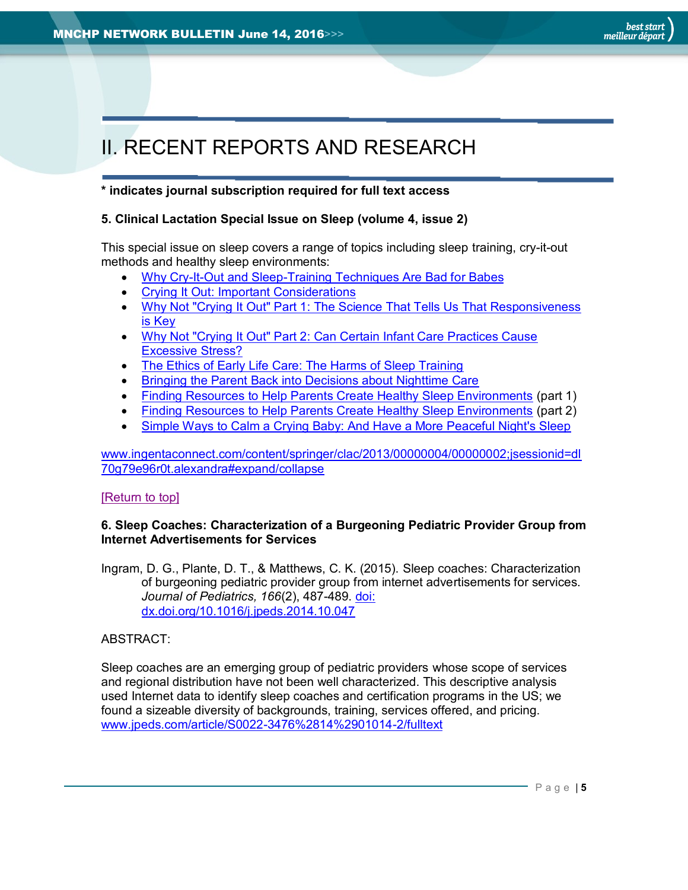# II. RECENT REPORTS AND RESEARCH

**\* indicates journal subscription required for full text access**

**5. Clinical Lactation Special Issue on Sleep (volume 4, issue 2)**

This special issue on sleep covers a range of topics including sleep training, cry-it-out methods and healthy sleep environments:

- Why Cry-It-Out and Sleep-Training Techniques Are Bad for Babes
- Crying It Out: Important Considerations
- Why Not "Crying It Out" Part 1: The Science That Tells Us That Responsiveness is Key
- Why Not "Crying It Out" Part 2: Can Certain Infant Care Practices Cause Excessive Stress?
- The Ethics of Early Life Care: The Harms of Sleep Training
- Bringing the Parent Back into Decisions about Nighttime Care
- Finding Resources to Help Parents Create Healthy Sleep Environments (part 1)
- Finding Resources to Help Parents Create Healthy Sleep Environments (part 2)
- Simple Ways to Calm a Crying Baby: And Have a More Peaceful Night's Sleep

www.ingentaconnect.com/content/springer/clac/2013/00000004/00000002;jsessionid=dl70g79e96r0t.alexandra#expand/collapse

[Return to top]

**6. Sleep Coaches: Characterization of a Burgeoning Pediatric Provider Group from Internet Advertisements for Services**

Ingram, D. G., Plante, D. T., & Matthews, C. K. (2015). Sleep coaches: Characterization of burgeoning pediatric provider group from internet advertisements for services. *Journal of Pediatrics, 166*(2), 487-489. doi: dx.doi.org/10.1016/j.jpeds.2014.10.047

ABSTRACT:

Sleep coaches are an emerging group of pediatric providers whose scope of services and regional distribution have not been well characterized. This descriptive analysis used Internet data to identify sleep coaches and certification programs in the US; we found a sizeable diversity of backgrounds, training, services offered, and pricing.
www.jpeds.com/article/S0022-3476%2814%2901014-2/fulltext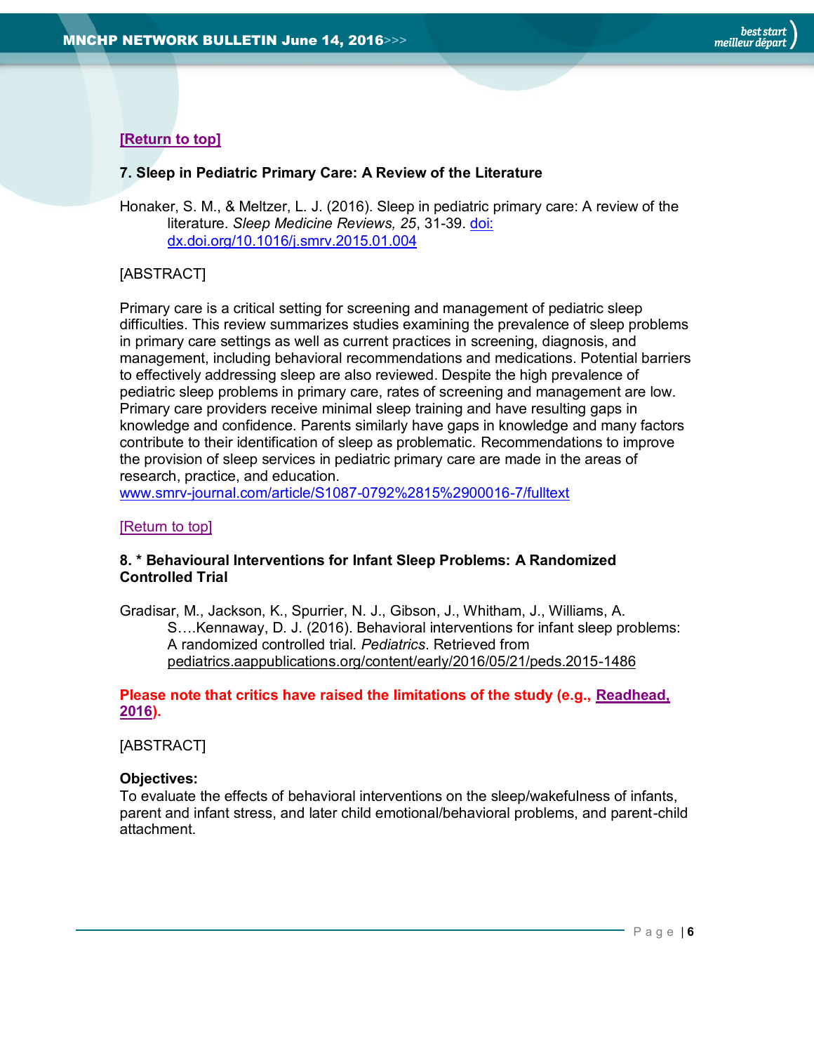[Return to top]

### 7. Sleep in Pediatric Primary Care: A Review of the Literature

Honaker, S. M., & Meltzer, L. J. (2016). Sleep in pediatric primary care: A review of the literature. *Sleep Medicine Reviews, 25*, 31-39. doi: dx.doi.org/10.1016/j.smrv.2015.01.004

[ABSTRACT]

Primary care is a critical setting for screening and management of pediatric sleep difficulties. This review summarizes studies examining the prevalence of sleep problems in primary care settings as well as current practices in screening, diagnosis, and management, including behavioral recommendations and medications. Potential barriers to effectively addressing sleep are also reviewed. Despite the high prevalence of pediatric sleep problems in primary care, rates of screening and management are low. Primary care providers receive minimal sleep training and have resulting gaps in knowledge and confidence. Parents similarly have gaps in knowledge and many factors contribute to their identification of sleep as problematic. Recommendations to improve the provision of sleep services in pediatric primary care are made in the areas of research, practice, and education.
www.smrv-journal.com/article/S1087-0792%2815%2900016-7/fulltext

[Return to top]

### 8. * Behavioural Interventions for Infant Sleep Problems: A Randomized Controlled Trial

Gradisar, M., Jackson, K., Spurrier, N. J., Gibson, J., Whitham, J., Williams, A. S….Kennaway, D. J. (2016). Behavioral interventions for infant sleep problems: A randomized controlled trial. *Pediatrics*. Retrieved from pediatrics.aappublications.org/content/early/2016/05/21/peds.2015-1486

**Please note that critics have raised the limitations of the study (e.g., Readhead, 2016).**

[ABSTRACT]

**Objectives:**
To evaluate the effects of behavioral interventions on the sleep/wakefulness of infants, parent and infant stress, and later child emotional/behavioral problems, and parent-child attachment.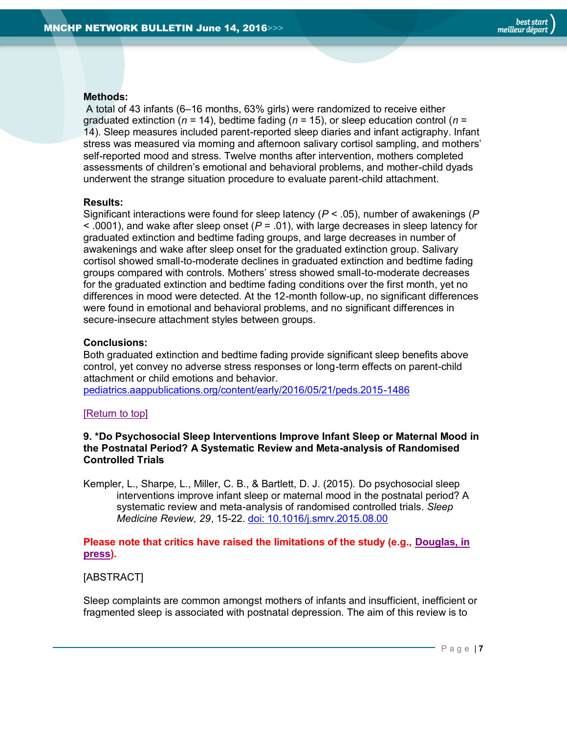**Methods:**

A total of 43 infants (6–16 months, 63% girls) were randomized to receive either graduated extinction ($n$ = 14), bedtime fading ($n$ = 15), or sleep education control ($n$ = 14). Sleep measures included parent-reported sleep diaries and infant actigraphy. Infant stress was measured via morning and afternoon salivary cortisol sampling, and mothers' self-reported mood and stress. Twelve months after intervention, mothers completed assessments of children's emotional and behavioral problems, and mother-child dyads underwent the strange situation procedure to evaluate parent-child attachment.

**Results:**

Significant interactions were found for sleep latency ($P < .05$), number of awakenings ($P < .0001$), and wake after sleep onset ($P = .01$), with large decreases in sleep latency for graduated extinction and bedtime fading groups, and large decreases in number of awakenings and wake after sleep onset for the graduated extinction group. Salivary cortisol showed small-to-moderate declines in graduated extinction and bedtime fading groups compared with controls. Mothers' stress showed small-to-moderate decreases for the graduated extinction and bedtime fading conditions over the first month, yet no differences in mood were detected. At the 12-month follow-up, no significant differences were found in emotional and behavioral problems, and no significant differences in secure-insecure attachment styles between groups.

**Conclusions:**

Both graduated extinction and bedtime fading provide significant sleep benefits above control, yet convey no adverse stress responses or long-term effects on parent-child attachment or child emotions and behavior.
[pediatrics.aappublications.org/content/early/2016/05/21/peds.2015-1486](pediatrics.aappublications.org/content/early/2016/05/21/peds.2015-1486)

[Return to top]

**9. *Do Psychosocial Sleep Interventions Improve Infant Sleep or Maternal Mood in the Postnatal Period? A Systematic Review and Meta-analysis of Randomised Controlled Trials**

Kempler, L., Sharpe, L., Miller, C. B., & Bartlett, D. J. (2015). Do psychosocial sleep interventions improve infant sleep or maternal mood in the postnatal period? A systematic review and meta-analysis of randomised controlled trials. *Sleep Medicine Review, 29*, 15-22. [doi: 10.1016/j.smrv.2015.08.00](doi: 10.1016/j.smrv.2015.08.00)

**Please note that critics have raised the limitations of the study (e.g., Douglas, in press).**

[ABSTRACT]

Sleep complaints are common amongst mothers of infants and insufficient, inefficient or fragmented sleep is associated with postnatal depression. The aim of this review is to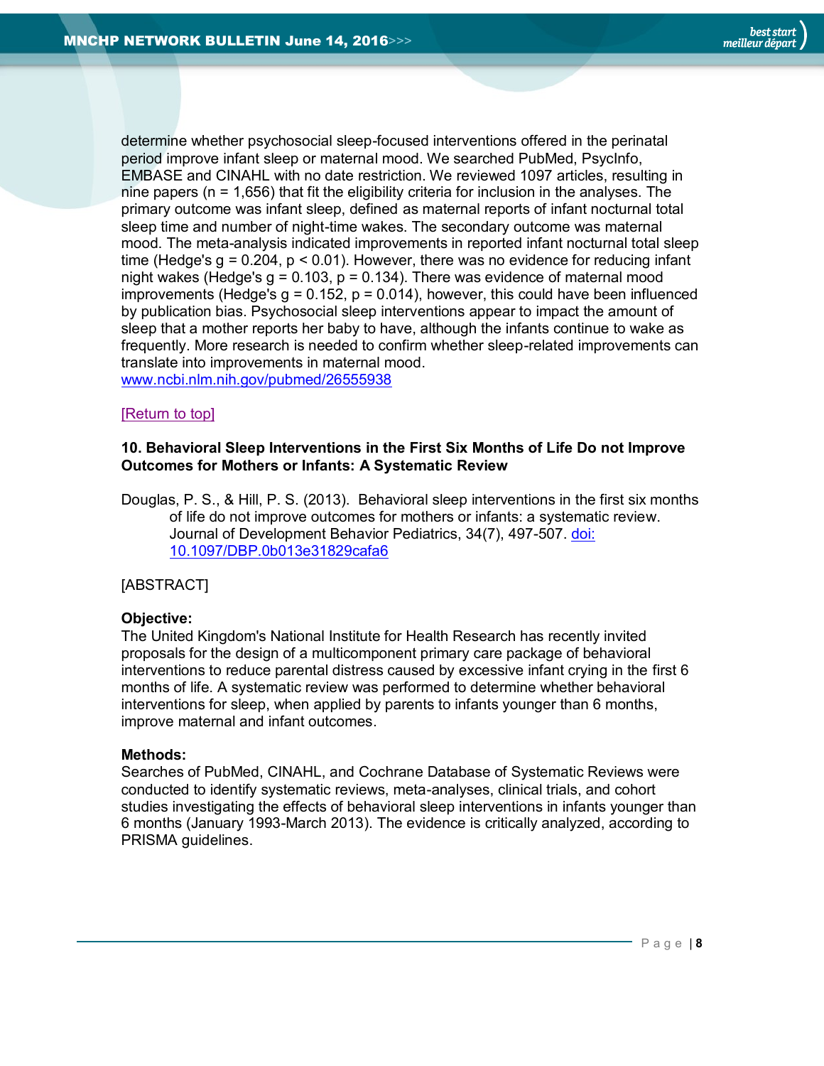determine whether psychosocial sleep-focused interventions offered in the perinatal period improve infant sleep or maternal mood. We searched PubMed, PsycInfo, EMBASE and CINAHL with no date restriction. We reviewed 1097 articles, resulting in nine papers (n = 1,656) that fit the eligibility criteria for inclusion in the analyses. The primary outcome was infant sleep, defined as maternal reports of infant nocturnal total sleep time and number of night-time wakes. The secondary outcome was maternal mood. The meta-analysis indicated improvements in reported infant nocturnal total sleep time (Hedge's g = 0.204, $p < 0.01$). However, there was no evidence for reducing infant night wakes (Hedge's g = 0.103, $p = 0.134$). There was evidence of maternal mood improvements (Hedge's g = 0.152, $p = 0.014$), however, this could have been influenced by publication bias. Psychosocial sleep interventions appear to impact the amount of sleep that a mother reports her baby to have, although the infants continue to wake as frequently. More research is needed to confirm whether sleep-related improvements can translate into improvements in maternal mood.
www.ncbi.nlm.nih.gov/pubmed/26555938

[Return to top]

**10. Behavioral Sleep Interventions in the First Six Months of Life Do not Improve Outcomes for Mothers or Infants: A Systematic Review**

Douglas, P. S., & Hill, P. S. (2013). Behavioral sleep interventions in the first six months of life do not improve outcomes for mothers or infants: a systematic review. Journal of Development Behavior Pediatrics, 34(7), 497-507. doi: 10.1097/DBP.0b013e31829cafa6

[ABSTRACT]

**Objective:**
The United Kingdom's National Institute for Health Research has recently invited proposals for the design of a multicomponent primary care package of behavioral interventions to reduce parental distress caused by excessive infant crying in the first 6 months of life. A systematic review was performed to determine whether behavioral interventions for sleep, when applied by parents to infants younger than 6 months, improve maternal and infant outcomes.

**Methods:**
Searches of PubMed, CINAHL, and Cochrane Database of Systematic Reviews were conducted to identify systematic reviews, meta-analyses, clinical trials, and cohort studies investigating the effects of behavioral sleep interventions in infants younger than 6 months (January 1993-March 2013). The evidence is critically analyzed, according to PRISMA guidelines.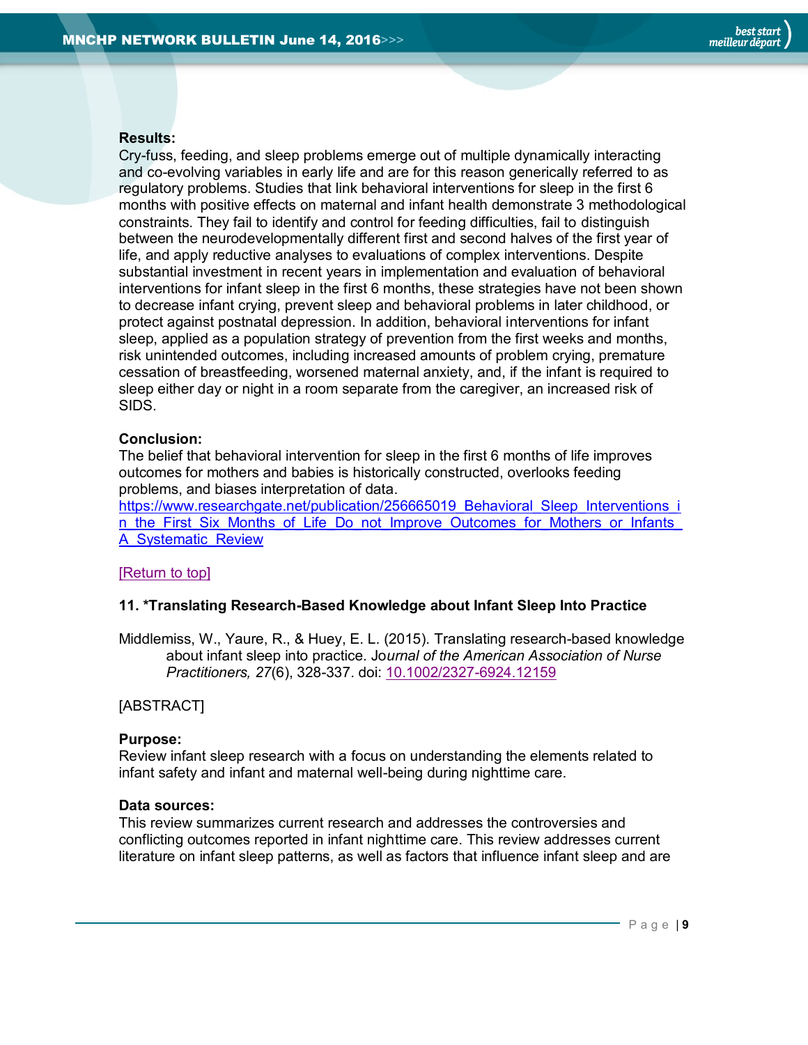**Results:**
Cry-fuss, feeding, and sleep problems emerge out of multiple dynamically interacting and co-evolving variables in early life and are for this reason generically referred to as regulatory problems. Studies that link behavioral interventions for sleep in the first 6 months with positive effects on maternal and infant health demonstrate 3 methodological constraints. They fail to identify and control for feeding difficulties, fail to distinguish between the neurodevelopmentally different first and second halves of the first year of life, and apply reductive analyses to evaluations of complex interventions. Despite substantial investment in recent years in implementation and evaluation of behavioral interventions for infant sleep in the first 6 months, these strategies have not been shown to decrease infant crying, prevent sleep and behavioral problems in later childhood, or protect against postnatal depression. In addition, behavioral interventions for infant sleep, applied as a population strategy of prevention from the first weeks and months, risk unintended outcomes, including increased amounts of problem crying, premature cessation of breastfeeding, worsened maternal anxiety, and, if the infant is required to sleep either day or night in a room separate from the caregiver, an increased risk of SIDS.

**Conclusion:**
The belief that behavioral intervention for sleep in the first 6 months of life improves outcomes for mothers and babies is historically constructed, overlooks feeding problems, and biases interpretation of data.
https://www.researchgate.net/publication/256665019_Behavioral_Sleep_Interventions_in_the_First_Six_Months_of_Life_Do_not_Improve_Outcomes_for_Mothers_or_Infants_A_Systematic_Review

[Return to top]

**11. *Translating Research-Based Knowledge about Infant Sleep Into Practice**

Middlemiss, W., Yaure, R., & Huey, E. L. (2015). Translating research-based knowledge about infant sleep into practice. *Journal of the American Association of Nurse Practitioners, 27*(6), 328-337. doi: 10.1002/2327-6924.12159

[ABSTRACT]

**Purpose:**
Review infant sleep research with a focus on understanding the elements related to infant safety and infant and maternal well-being during nighttime care.

**Data sources:**
This review summarizes current research and addresses the controversies and conflicting outcomes reported in infant nighttime care. This review addresses current literature on infant sleep patterns, as well as factors that influence infant sleep and are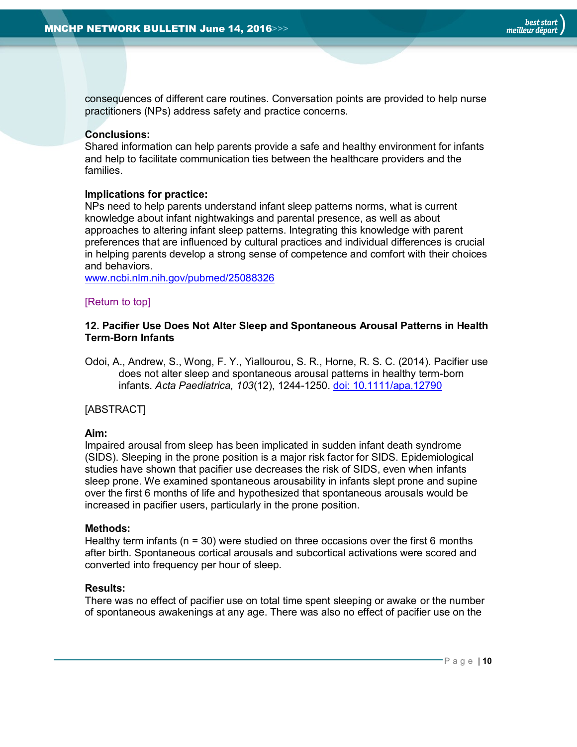consequences of different care routines. Conversation points are provided to help nurse practitioners (NPs) address safety and practice concerns.

**Conclusions:**
Shared information can help parents provide a safe and healthy environment for infants and help to facilitate communication ties between the healthcare providers and the families.

**Implications for practice:**
NPs need to help parents understand infant sleep patterns norms, what is current knowledge about infant nightwakings and parental presence, as well as about approaches to altering infant sleep patterns. Integrating this knowledge with parent preferences that are influenced by cultural practices and individual differences is crucial in helping parents develop a strong sense of competence and comfort with their choices and behaviors.
[www.ncbi.nlm.nih.gov/pubmed/25088326](http://www.ncbi.nlm.nih.gov/pubmed/25088326)

[Return to top]

### 12. Pacifier Use Does Not Alter Sleep and Spontaneous Arousal Patterns in Health Term-Born Infants

Odoi, A., Andrew, S., Wong, F. Y., Yiallourou, S. R., Horne, R. S. C. (2014). Pacifier use does not alter sleep and spontaneous arousal patterns in healthy term-born infants. *Acta Paediatrica, 103*(12), 1244-1250. [doi: 10.1111/apa.12790](https://doi.org/10.1111/apa.12790)

[ABSTRACT]

**Aim:**
Impaired arousal from sleep has been implicated in sudden infant death syndrome (SIDS). Sleeping in the prone position is a major risk factor for SIDS. Epidemiological studies have shown that pacifier use decreases the risk of SIDS, even when infants sleep prone. We examined spontaneous arousability in infants slept prone and supine over the first 6 months of life and hypothesized that spontaneous arousals would be increased in pacifier users, particularly in the prone position.

**Methods:**
Healthy term infants (n = 30) were studied on three occasions over the first 6 months after birth. Spontaneous cortical arousals and subcortical activations were scored and converted into frequency per hour of sleep.

**Results:**
There was no effect of pacifier use on total time spent sleeping or awake or the number of spontaneous awakenings at any age. There was also no effect of pacifier use on the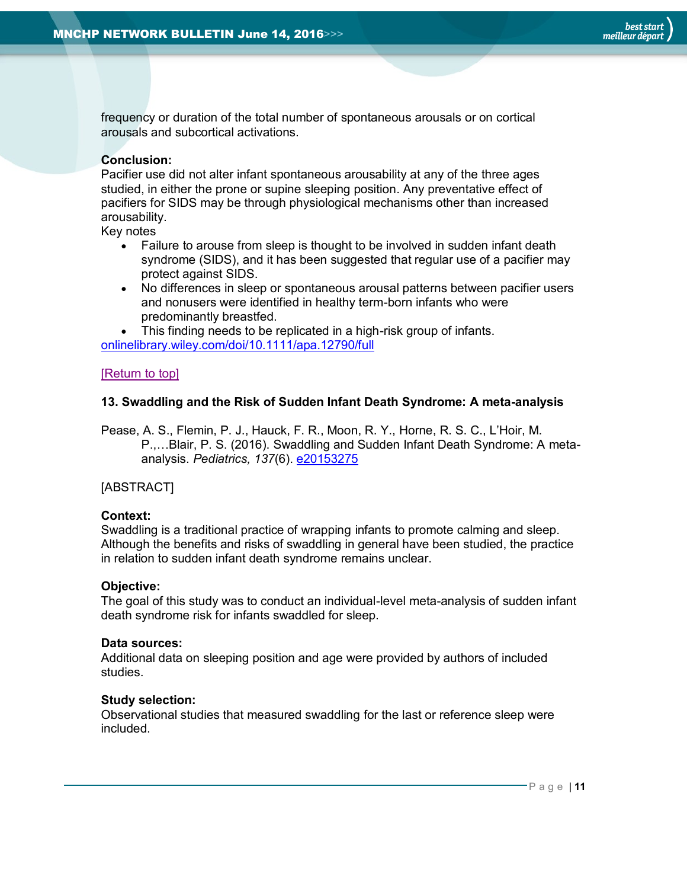frequency or duration of the total number of spontaneous arousals or on cortical arousals and subcortical activations.

**Conclusion:**
Pacifier use did not alter infant spontaneous arousability at any of the three ages studied, in either the prone or supine sleeping position. Any preventative effect of pacifiers for SIDS may be through physiological mechanisms other than increased arousability.

Key notes

- Failure to arouse from sleep is thought to be involved in sudden infant death syndrome (SIDS), and it has been suggested that regular use of a pacifier may protect against SIDS.
- No differences in sleep or spontaneous arousal patterns between pacifier users and nonusers were identified in healthy term-born infants who were predominantly breastfed.
- This finding needs to be replicated in a high-risk group of infants.

onlinelibrary.wiley.com/doi/10.1111/apa.12790/full

[Return to top]

### 13. Swaddling and the Risk of Sudden Infant Death Syndrome: A meta-analysis

Pease, A. S., Flemin, P. J., Hauck, F. R., Moon, R. Y., Horne, R. S. C., L'Hoir, M. P.,…Blair, P. S. (2016). Swaddling and Sudden Infant Death Syndrome: A meta-analysis. *Pediatrics, 137*(6). e20153275

[ABSTRACT]

**Context:**
Swaddling is a traditional practice of wrapping infants to promote calming and sleep. Although the benefits and risks of swaddling in general have been studied, the practice in relation to sudden infant death syndrome remains unclear.

**Objective:**
The goal of this study was to conduct an individual-level meta-analysis of sudden infant death syndrome risk for infants swaddled for sleep.

**Data sources:**
Additional data on sleeping position and age were provided by authors of included studies.

**Study selection:**
Observational studies that measured swaddling for the last or reference sleep were included.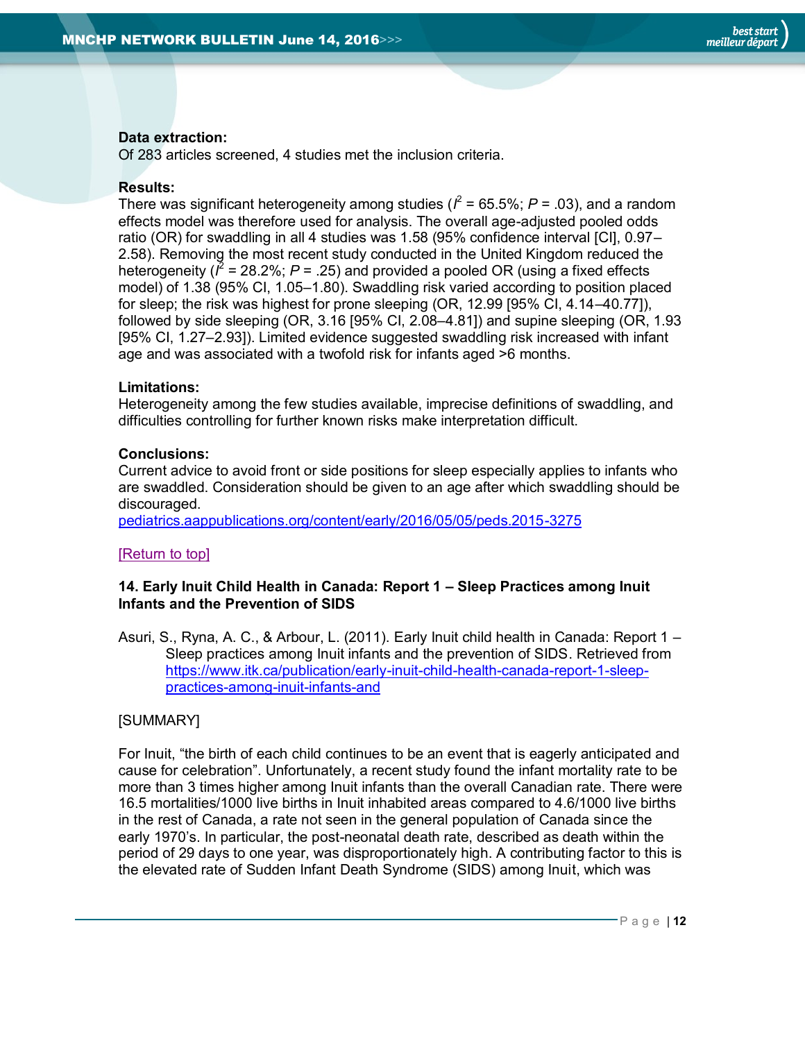**Data extraction:**
Of 283 articles screened, 4 studies met the inclusion criteria.

**Results:**
There was significant heterogeneity among studies ($I^2$ = 65.5%; *P* = .03), and a random effects model was therefore used for analysis. The overall age-adjusted pooled odds ratio (OR) for swaddling in all 4 studies was 1.58 (95% confidence interval [CI], 0.97–2.58). Removing the most recent study conducted in the United Kingdom reduced the heterogeneity ($I^2$ = 28.2%; *P* = .25) and provided a pooled OR (using a fixed effects model) of 1.38 (95% CI, 1.05–1.80). Swaddling risk varied according to position placed for sleep; the risk was highest for prone sleeping (OR, 12.99 [95% CI, 4.14–40.77]), followed by side sleeping (OR, 3.16 [95% CI, 2.08–4.81]) and supine sleeping (OR, 1.93 [95% CI, 1.27–2.93]). Limited evidence suggested swaddling risk increased with infant age and was associated with a twofold risk for infants aged >6 months.

**Limitations:**
Heterogeneity among the few studies available, imprecise definitions of swaddling, and difficulties controlling for further known risks make interpretation difficult.

**Conclusions:**
Current advice to avoid front or side positions for sleep especially applies to infants who are swaddled. Consideration should be given to an age after which swaddling should be discouraged.
pediatrics.aappublications.org/content/early/2016/05/05/peds.2015-3275

[Return to top]

### 14. Early Inuit Child Health in Canada: Report 1 – Sleep Practices among Inuit Infants and the Prevention of SIDS

Asuri, S., Ryna, A. C., & Arbour, L. (2011). Early Inuit child health in Canada: Report 1 – Sleep practices among Inuit infants and the prevention of SIDS. Retrieved from https://www.itk.ca/publication/early-inuit-child-health-canada-report-1-sleep-practices-among-inuit-infants-and

[SUMMARY]

For Inuit, "the birth of each child continues to be an event that is eagerly anticipated and cause for celebration". Unfortunately, a recent study found the infant mortality rate to be more than 3 times higher among Inuit infants than the overall Canadian rate. There were 16.5 mortalities/1000 live births in Inuit inhabited areas compared to 4.6/1000 live births in the rest of Canada, a rate not seen in the general population of Canada since the early 1970's. In particular, the post-neonatal death rate, described as death within the period of 29 days to one year, was disproportionately high. A contributing factor to this is the elevated rate of Sudden Infant Death Syndrome (SIDS) among Inuit, which was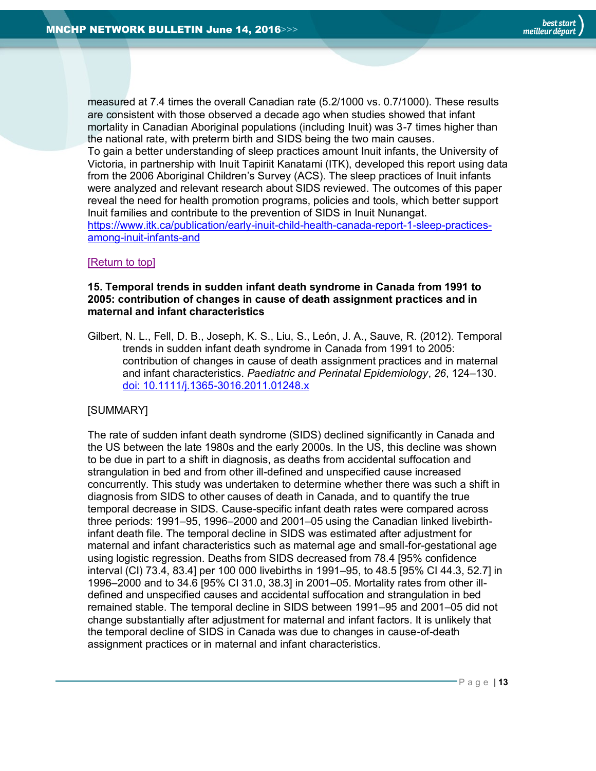measured at 7.4 times the overall Canadian rate (5.2/1000 vs. 0.7/1000). These results are consistent with those observed a decade ago when studies showed that infant mortality in Canadian Aboriginal populations (including Inuit) was 3-7 times higher than the national rate, with preterm birth and SIDS being the two main causes.
To gain a better understanding of sleep practices amount Inuit infants, the University of Victoria, in partnership with Inuit Tapiriit Kanatami (ITK), developed this report using data from the 2006 Aboriginal Children's Survey (ACS). The sleep practices of Inuit infants were analyzed and relevant research about SIDS reviewed. The outcomes of this paper reveal the need for health promotion programs, policies and tools, which better support Inuit families and contribute to the prevention of SIDS in Inuit Nunangat.
https://www.itk.ca/publication/early-inuit-child-health-canada-report-1-sleep-practices-among-inuit-infants-and

[Return to top]

**15. Temporal trends in sudden infant death syndrome in Canada from 1991 to 2005: contribution of changes in cause of death assignment practices and in maternal and infant characteristics**

Gilbert, N. L., Fell, D. B., Joseph, K. S., Liu, S., León, J. A., Sauve, R. (2012). Temporal trends in sudden infant death syndrome in Canada from 1991 to 2005: contribution of changes in cause of death assignment practices and in maternal and infant characteristics. *Paediatric and Perinatal Epidemiology*, *26*, 124–130. doi: 10.1111/j.1365-3016.2011.01248.x

[SUMMARY]

The rate of sudden infant death syndrome (SIDS) declined significantly in Canada and the US between the late 1980s and the early 2000s. In the US, this decline was shown to be due in part to a shift in diagnosis, as deaths from accidental suffocation and strangulation in bed and from other ill-defined and unspecified cause increased concurrently. This study was undertaken to determine whether there was such a shift in diagnosis from SIDS to other causes of death in Canada, and to quantify the true temporal decrease in SIDS. Cause-specific infant death rates were compared across three periods: 1991–95, 1996–2000 and 2001–05 using the Canadian linked livebirth-infant death file. The temporal decline in SIDS was estimated after adjustment for maternal and infant characteristics such as maternal age and small-for-gestational age using logistic regression. Deaths from SIDS decreased from 78.4 [95% confidence interval (CI) 73.4, 83.4] per 100 000 livebirths in 1991–95, to 48.5 [95% CI 44.3, 52.7] in 1996–2000 and to 34.6 [95% CI 31.0, 38.3] in 2001–05. Mortality rates from other ill-defined and unspecified causes and accidental suffocation and strangulation in bed remained stable. The temporal decline in SIDS between 1991–95 and 2001–05 did not change substantially after adjustment for maternal and infant factors. It is unlikely that the temporal decline of SIDS in Canada was due to changes in cause-of-death assignment practices or in maternal and infant characteristics.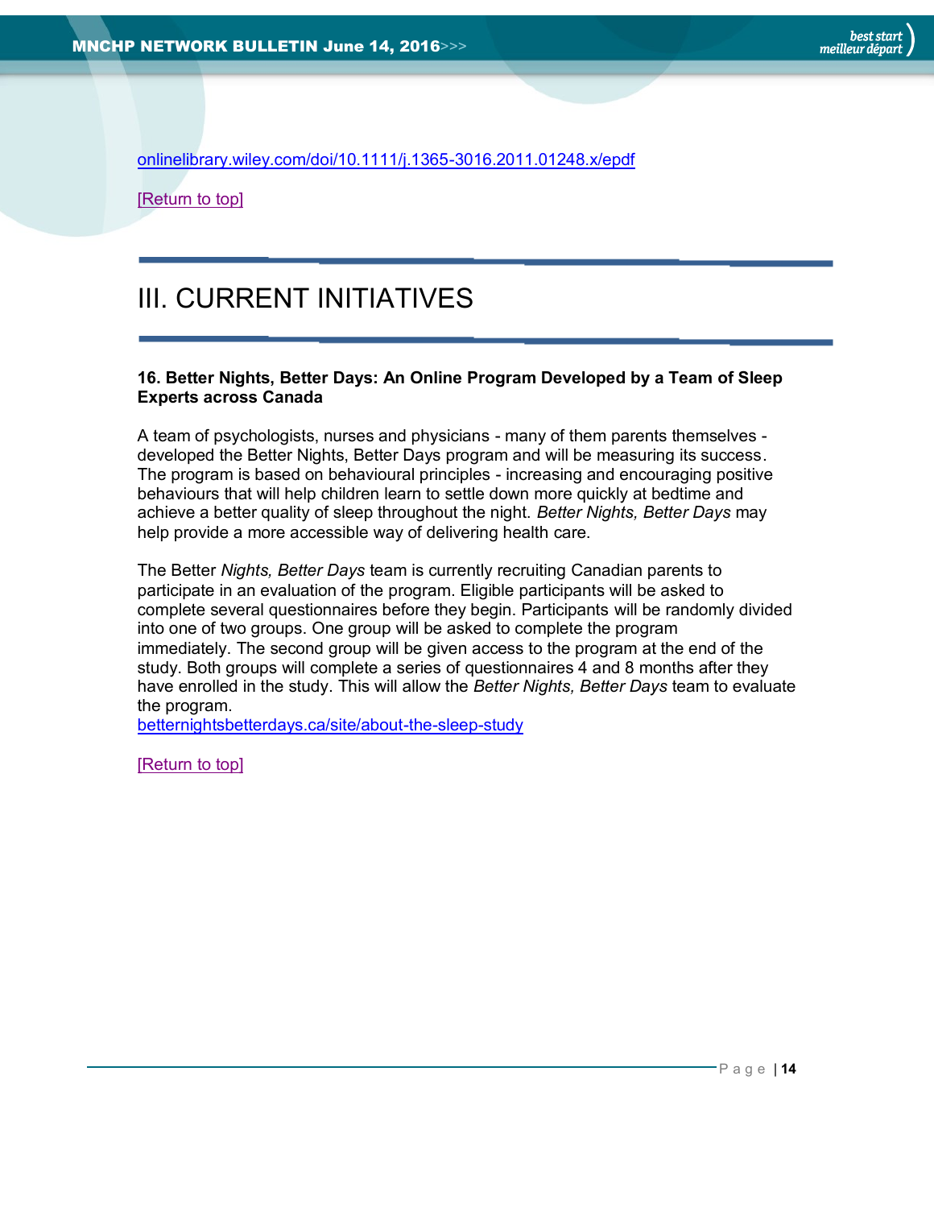onlinelibrary.wiley.com/doi/10.1111/j.1365-3016.2011.01248.x/epdf

[Return to top]

# III. CURRENT INITIATIVES

**16. Better Nights, Better Days: An Online Program Developed by a Team of Sleep Experts across Canada**

A team of psychologists, nurses and physicians - many of them parents themselves - developed the Better Nights, Better Days program and will be measuring its success. The program is based on behavioural principles - increasing and encouraging positive behaviours that will help children learn to settle down more quickly at bedtime and achieve a better quality of sleep throughout the night. *Better Nights, Better Days* may help provide a more accessible way of delivering health care.

The Better *Nights, Better Days* team is currently recruiting Canadian parents to participate in an evaluation of the program. Eligible participants will be asked to complete several questionnaires before they begin. Participants will be randomly divided into one of two groups. One group will be asked to complete the program immediately. The second group will be given access to the program at the end of the study. Both groups will complete a series of questionnaires 4 and 8 months after they have enrolled in the study. This will allow the *Better Nights, Better Days* team to evaluate the program.
betternightsbetterdays.ca/site/about-the-sleep-study

[Return to top]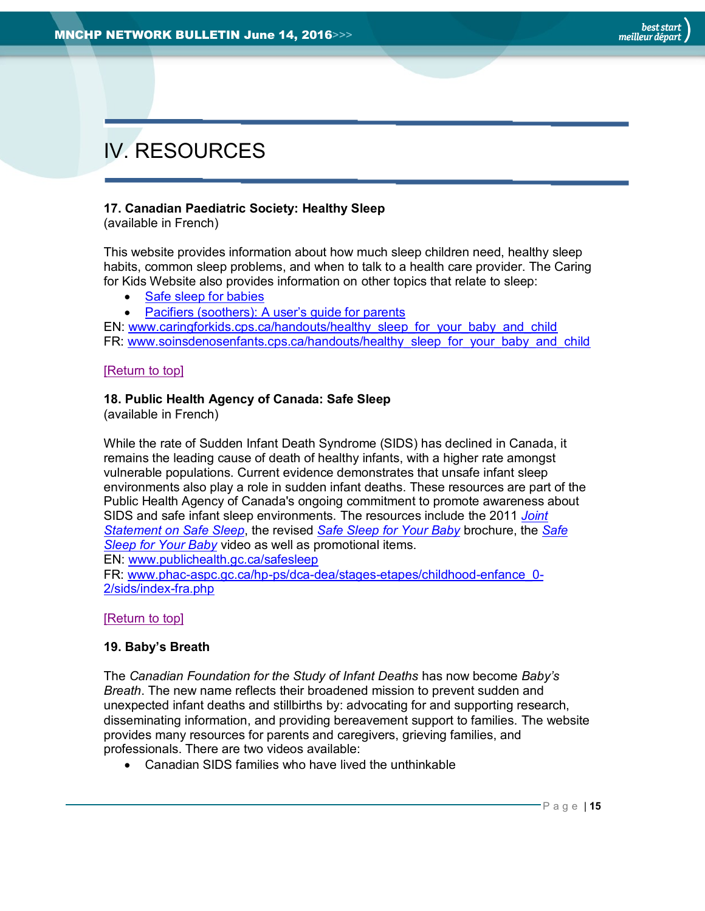# IV. RESOURCES

**17. Canadian Paediatric Society: Healthy Sleep**
(available in French)

This website provides information about how much sleep children need, healthy sleep habits, common sleep problems, and when to talk to a health care provider. The Caring for Kids Website also provides information on other topics that relate to sleep:

- Safe sleep for babies
- Pacifiers (soothers): A user's guide for parents

EN: www.caringforkids.cps.ca/handouts/healthy_sleep_for_your_baby_and_child
FR: www.soinsdenosenfants.cps.ca/handouts/healthy_sleep_for_your_baby_and_child

[Return to top]

**18. Public Health Agency of Canada: Safe Sleep**
(available in French)

While the rate of Sudden Infant Death Syndrome (SIDS) has declined in Canada, it remains the leading cause of death of healthy infants, with a higher rate amongst vulnerable populations. Current evidence demonstrates that unsafe infant sleep environments also play a role in sudden infant deaths. These resources are part of the Public Health Agency of Canada's ongoing commitment to promote awareness about SIDS and safe infant sleep environments. The resources include the 2011 *Joint Statement on Safe Sleep*, the revised *Safe Sleep for Your Baby* brochure, the *Safe Sleep for Your Baby* video as well as promotional items.
EN: www.publichealth.gc.ca/safesleep
FR: www.phac-aspc.gc.ca/hp-ps/dca-dea/stages-etapes/childhood-enfance_0-2/sids/index-fra.php

[Return to top]

**19. Baby's Breath**

The *Canadian Foundation for the Study of Infant Deaths* has now become *Baby's Breath*. The new name reflects their broadened mission to prevent sudden and unexpected infant deaths and stillbirths by: advocating for and supporting research, disseminating information, and providing bereavement support to families. The website provides many resources for parents and caregivers, grieving families, and professionals. There are two videos available:

- Canadian SIDS families who have lived the unthinkable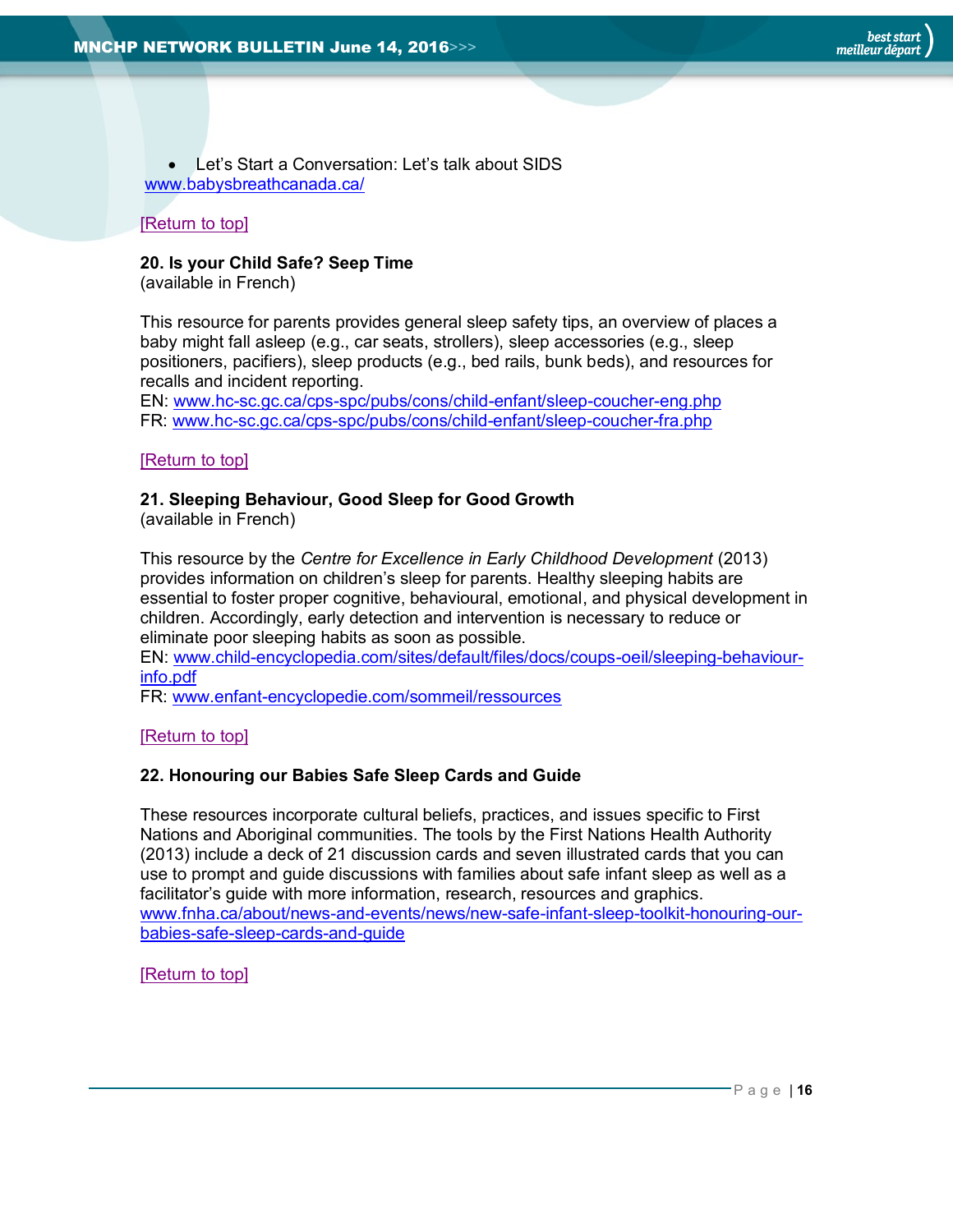- Let's Start a Conversation: Let's talk about SIDS
www.babysbreathcanada.ca/

[Return to top]

**20. Is your Child Safe? Seep Time**
(available in French)

This resource for parents provides general sleep safety tips, an overview of places a baby might fall asleep (e.g., car seats, strollers), sleep accessories (e.g., sleep positioners, pacifiers), sleep products (e.g., bed rails, bunk beds), and resources for recalls and incident reporting.
EN: www.hc-sc.gc.ca/cps-spc/pubs/cons/child-enfant/sleep-coucher-eng.php
FR: www.hc-sc.gc.ca/cps-spc/pubs/cons/child-enfant/sleep-coucher-fra.php

[Return to top]

**21. Sleeping Behaviour, Good Sleep for Good Growth**
(available in French)

This resource by the *Centre for Excellence in Early Childhood Development* (2013) provides information on children's sleep for parents. Healthy sleeping habits are essential to foster proper cognitive, behavioural, emotional, and physical development in children. Accordingly, early detection and intervention is necessary to reduce or eliminate poor sleeping habits as soon as possible.
EN: www.child-encyclopedia.com/sites/default/files/docs/coups-oeil/sleeping-behaviour-info.pdf
FR: www.enfant-encyclopedie.com/sommeil/ressources

[Return to top]

**22. Honouring our Babies Safe Sleep Cards and Guide**

These resources incorporate cultural beliefs, practices, and issues specific to First Nations and Aboriginal communities. The tools by the First Nations Health Authority (2013) include a deck of 21 discussion cards and seven illustrated cards that you can use to prompt and guide discussions with families about safe infant sleep as well as a facilitator's guide with more information, research, resources and graphics.
www.fnha.ca/about/news-and-events/news/new-safe-infant-sleep-toolkit-honouring-our-babies-safe-sleep-cards-and-guide

[Return to top]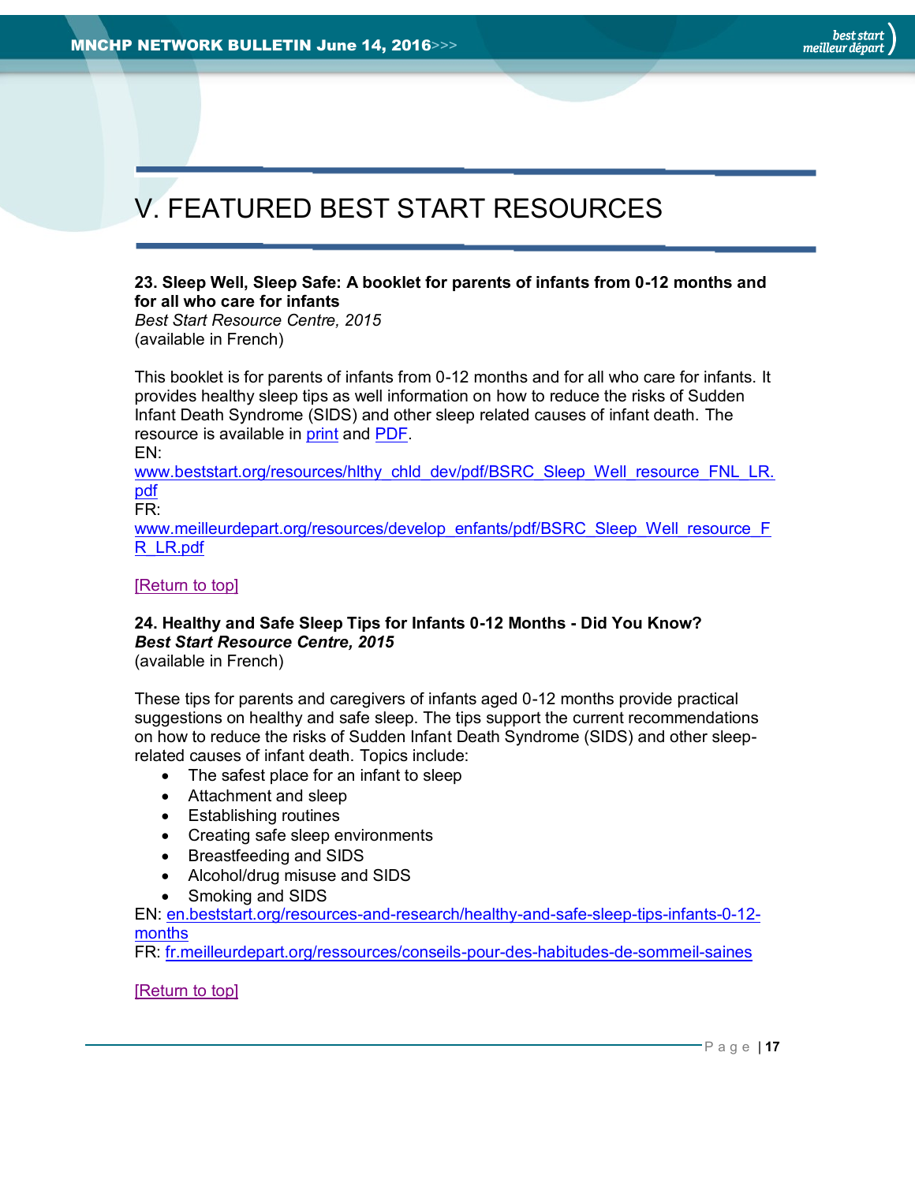# V. FEATURED BEST START RESOURCES

**23. Sleep Well, Sleep Safe: A booklet for parents of infants from 0-12 months and for all who care for infants**
*Best Start Resource Centre, 2015*
(available in French)

This booklet is for parents of infants from 0-12 months and for all who care for infants. It provides healthy sleep tips as well information on how to reduce the risks of Sudden Infant Death Syndrome (SIDS) and other sleep related causes of infant death. The resource is available in print and PDF.
EN:
www.beststart.org/resources/hlthy_chld_dev/pdf/BSRC_Sleep_Well_resource_FNL_LR.pdf
FR:
www.meilleurdepart.org/resources/develop_enfants/pdf/BSRC_Sleep_Well_resource_FR_LR.pdf

[Return to top]

**24. Healthy and Safe Sleep Tips for Infants 0-12 Months - Did You Know?**
***Best Start Resource Centre, 2015***
(available in French)

These tips for parents and caregivers of infants aged 0-12 months provide practical suggestions on healthy and safe sleep. The tips support the current recommendations on how to reduce the risks of Sudden Infant Death Syndrome (SIDS) and other sleep-related causes of infant death. Topics include:

- The safest place for an infant to sleep
- Attachment and sleep
- Establishing routines
- Creating safe sleep environments
- Breastfeeding and SIDS
- Alcohol/drug misuse and SIDS
- Smoking and SIDS

EN: en.beststart.org/resources-and-research/healthy-and-safe-sleep-tips-infants-0-12-months
FR: fr.meilleurdepart.org/ressources/conseils-pour-des-habitudes-de-sommeil-saines

[Return to top]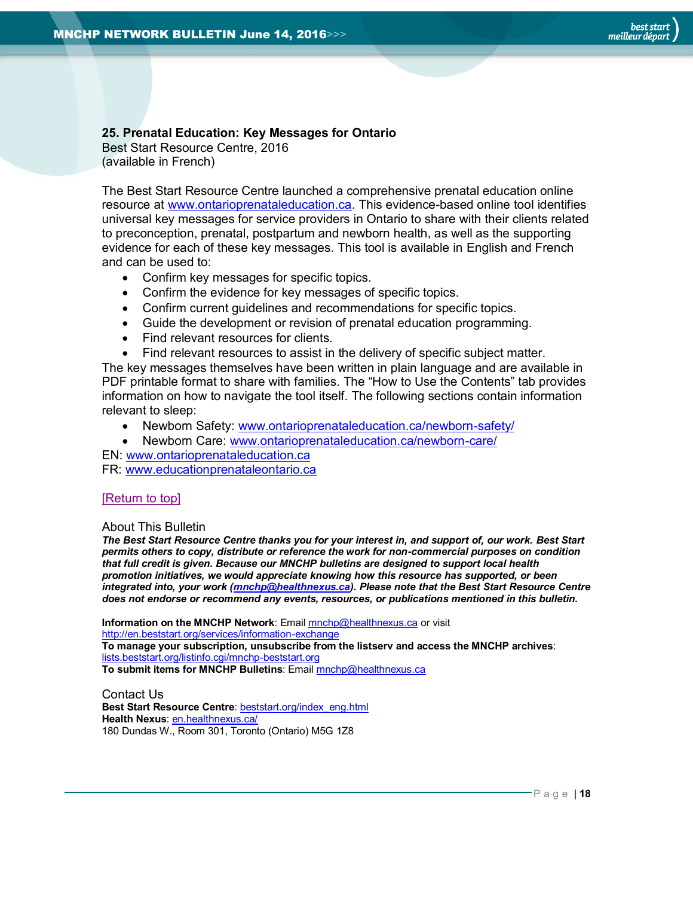### 25. Prenatal Education: Key Messages for Ontario

Best Start Resource Centre, 2016
(available in French)

The Best Start Resource Centre launched a comprehensive prenatal education online resource at www.ontarioprenataleducation.ca. This evidence-based online tool identifies universal key messages for service providers in Ontario to share with their clients related to preconception, prenatal, postpartum and newborn health, as well as the supporting evidence for each of these key messages. This tool is available in English and French and can be used to:

- Confirm key messages for specific topics.
- Confirm the evidence for key messages of specific topics.
- Confirm current guidelines and recommendations for specific topics.
- Guide the development or revision of prenatal education programming.
- Find relevant resources for clients.
- Find relevant resources to assist in the delivery of specific subject matter.

The key messages themselves have been written in plain language and are available in PDF printable format to share with families. The "How to Use the Contents" tab provides information on how to navigate the tool itself. The following sections contain information relevant to sleep:

- Newborn Safety: www.ontarioprenataleducation.ca/newborn-safety/
- Newborn Care: www.ontarioprenataleducation.ca/newborn-care/

EN: www.ontarioprenataleducation.ca
FR: www.educationprenataleontario.ca

[Return to top]

About This Bulletin

***The Best Start Resource Centre thanks you for your interest in, and support of, our work. Best Start permits others to copy, distribute or reference the work for non-commercial purposes on condition that full credit is given. Because our MNCHP bulletins are designed to support local health promotion initiatives, we would appreciate knowing how this resource has supported, or been integrated into, your work (mnchp@healthnexus.ca). Please note that the Best Start Resource Centre does not endorse or recommend any events, resources, or publications mentioned in this bulletin.***

**Information on the MNCHP Network**: Email mnchp@healthnexus.ca or visit http://en.beststart.org/services/information-exchange
**To manage your subscription, unsubscribe from the listserv and access the MNCHP archives**: lists.beststart.org/listinfo.cgi/mnchp-beststart.org
**To submit items for MNCHP Bulletins**: Email mnchp@healthnexus.ca

Contact Us

**Best Start Resource Centre**: beststart.org/index_eng.html
**Health Nexus**: en.healthnexus.ca/
180 Dundas W., Room 301, Toronto (Ontario) M5G 1Z8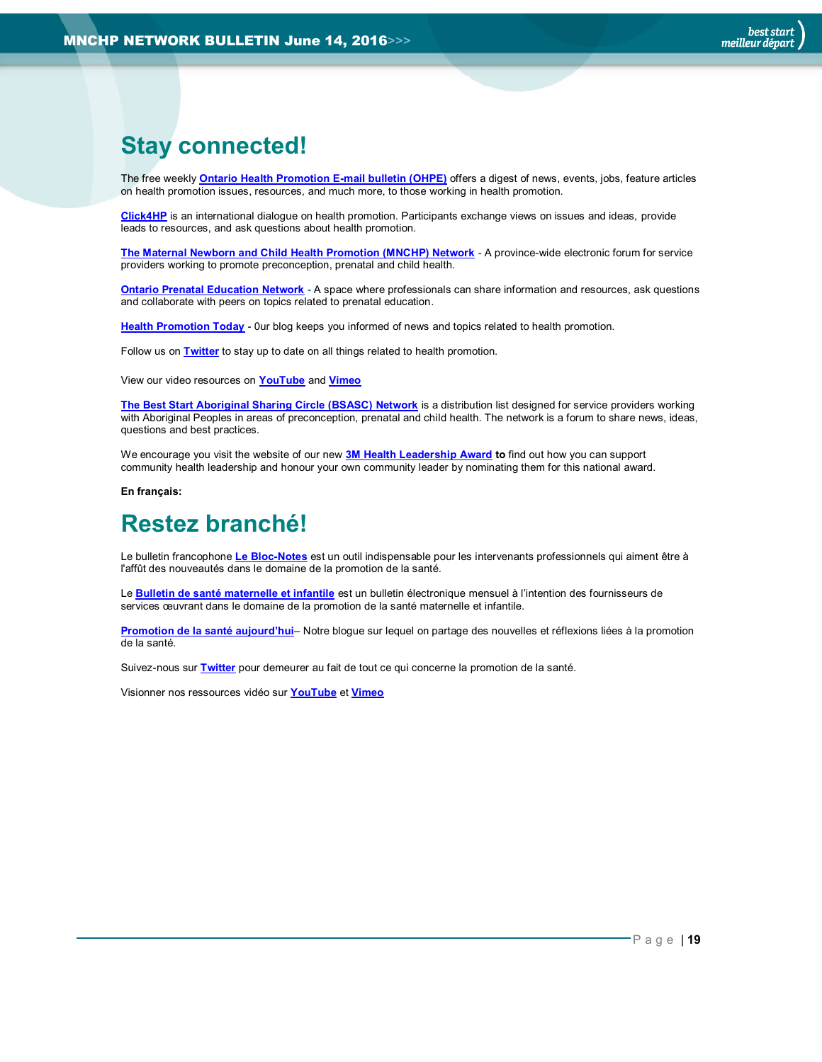# Stay connected!

The free weekly **Ontario Health Promotion E-mail bulletin (OHPE)** offers a digest of news, events, jobs, feature articles on health promotion issues, resources, and much more, to those working in health promotion.

**Click4HP** is an international dialogue on health promotion. Participants exchange views on issues and ideas, provide leads to resources, and ask questions about health promotion.

**The Maternal Newborn and Child Health Promotion (MNCHP) Network** - A province-wide electronic forum for service providers working to promote preconception, prenatal and child health.

**Ontario Prenatal Education Network** - A space where professionals can share information and resources, ask questions and collaborate with peers on topics related to prenatal education.

**Health Promotion Today** - 0ur blog keeps you informed of news and topics related to health promotion.

Follow us on **Twitter** to stay up to date on all things related to health promotion.

View our video resources on **YouTube** and **Vimeo**

**The Best Start Aboriginal Sharing Circle (BSASC) Network** is a distribution list designed for service providers working with Aboriginal Peoples in areas of preconception, prenatal and child health. The network is a forum to share news, ideas, questions and best practices.

We encourage you visit the website of our new **3M Health Leadership Award** **to** find out how you can support community health leadership and honour your own community leader by nominating them for this national award.

**En français:**

# Restez branché!

Le bulletin francophone **Le Bloc-Notes** est un outil indispensable pour les intervenants professionnels qui aiment être à l'affût des nouveautés dans le domaine de la promotion de la santé.

Le **Bulletin de santé maternelle et infantile** est un bulletin électronique mensuel à l'intention des fournisseurs de services œuvrant dans le domaine de la promotion de la santé maternelle et infantile.

**Promotion de la santé aujourd'hui**– Notre blogue sur lequel on partage des nouvelles et réflexions liées à la promotion de la santé.

Suivez-nous sur **Twitter** pour demeurer au fait de tout ce qui concerne la promotion de la santé.

Visionner nos ressources vidéo sur **YouTube** et **Vimeo**